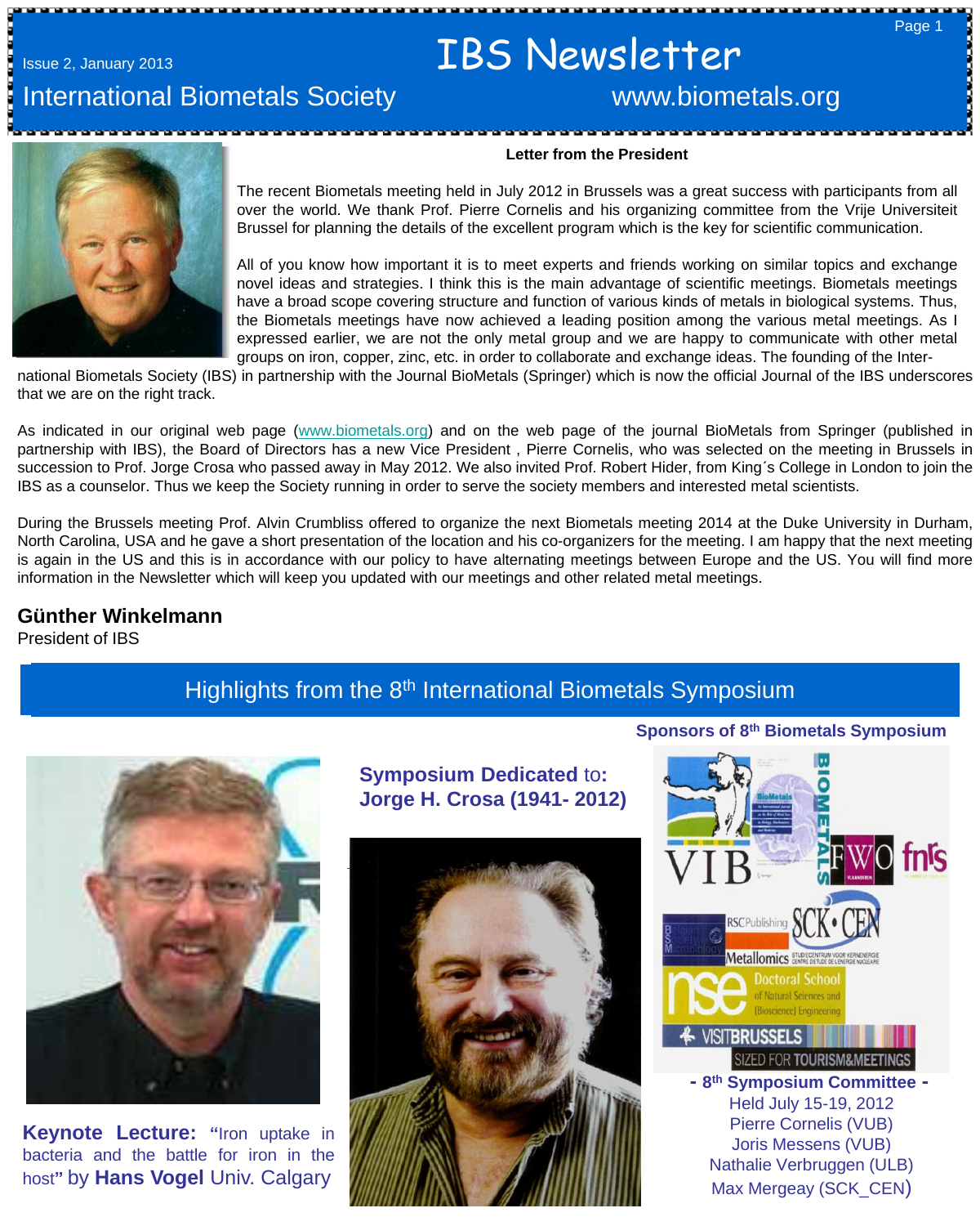Issue 2, January 2013

# IBS Newsletter

International Biometals Society www.biometals.org

**Letter from the President**

The recent Biometals meeting held in July 2012 in Brussels was a great success with participants from all over the world. We thank Prof. Pierre Cornelis and his organizing committee from the Vrije Universiteit Brussel for planning the details of the excellent program which is the key for scientific communication.

All of you know how important it is to meet experts and friends working on similar topics and exchange novel ideas and strategies. I think this is the main advantage of scientific meetings. Biometals meetings have a broad scope covering structure and function of various kinds of metals in biological systems. Thus, the Biometals meetings have now achieved a leading position among the various metal meetings. As I expressed earlier, we are not the only metal group and we are happy to communicate with other metal groups on iron, copper, zinc, etc. in order to collaborate and exchange ideas. The founding of the International Biometals Society (IBS) in partnership with the Journal BioMetals (Springer) which is now the official Journal of the IBS underscores that we are on the right track.

As indicated in our original web page (www.biometals.org) and on the web page of the journal BioMetals from Springer (published in partnership with IBS), the Board of Directors has a new Vice President , Pierre Cornelis, who was selected on the meeting in Brussels in succession to Prof. Jorge Crosa who passed away in May 2012. We also invited Prof. Robert Hider, from King´s College in London to join the IBS as a counselor. Thus we keep the Society running in order to serve the society members and interested metal scientists.

During the Brussels meeting Prof. Alvin Crumbliss offered to organize the next Biometals meeting 2014 at the Duke University in Durham, North Carolina, USA and he gave a short presentation of the location and his co-organizers for the meeting. I am happy that the next meeting is again in the US and this is in accordance with our policy to have alternating meetings between Europe and the US. You will find more information in the Newsletter which will keep you updated with our meetings and other related metal meetings.

**Günther Winkelmann**
President of IBS

## Highlights from the 8th International Biometals Symposium

**Keynote Lecture: "**Iron uptake in bacteria and the battle for iron in the host**"** by **Hans Vogel** Univ. Calgary

**Symposium Dedicated** to:
**Jorge H. Crosa (1941- 2012)**

**Sponsors of 8th Biometals Symposium**

**- 8th Symposium Committee -**
Held July 15-19, 2012
Pierre Cornelis (VUB)
Joris Messens (VUB)
Nathalie Verbruggen (ULB)
Max Mergeay (SCK_CEN)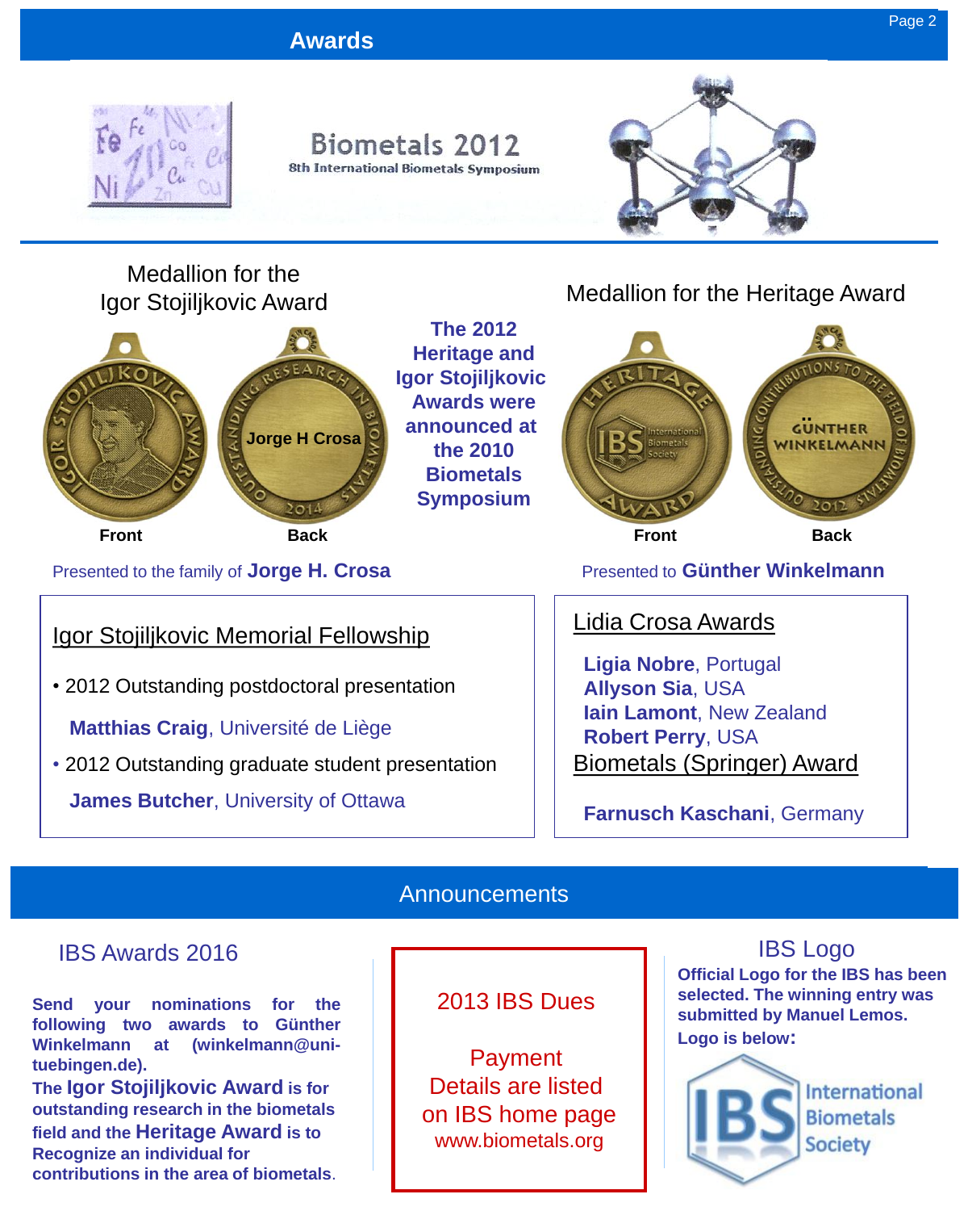# Awards

Biometals 2012
8th International Biometals Symposium

Medallion for the Igor Stojiljkovic Award

Front | Back

Presented to the family of **Jorge H. Crosa**

**The 2012 Heritage and Igor Stojiljkovic Awards were announced at the 2010 Biometals Symposium**

Medallion for the Heritage Award

Front | Back

Presented to **Günther Winkelmann**

## Igor Stojiljkovic Memorial Fellowship

- 2012 Outstanding postdoctoral presentation

  **Matthias Craig**, Université de Liège

- 2012 Outstanding graduate student presentation

  **James Butcher**, University of Ottawa

## Lidia Crosa Awards

**Ligia Nobre**, Portugal
**Allyson Sia**, USA
**Iain Lamont**, New Zealand
**Robert Perry**, USA

## Biometals (Springer) Award

**Farnusch Kaschani**, Germany

# Announcements

## IBS Awards 2016

**Send your nominations for the following two awards to Günther Winkelmann at (winkelmann@uni-tuebingen.de).**
**The Igor Stojiljkovic Award is for outstanding research in the biometals field and the Heritage Award is to Recognize an individual for contributions in the area of biometals.**

## 2013 IBS Dues

Payment Details are listed on IBS home page
www.biometals.org

## IBS Logo

**Official Logo for the IBS has been selected. The winning entry was submitted by Manuel Lemos.**
**Logo is below:**

IBS International Biometals Society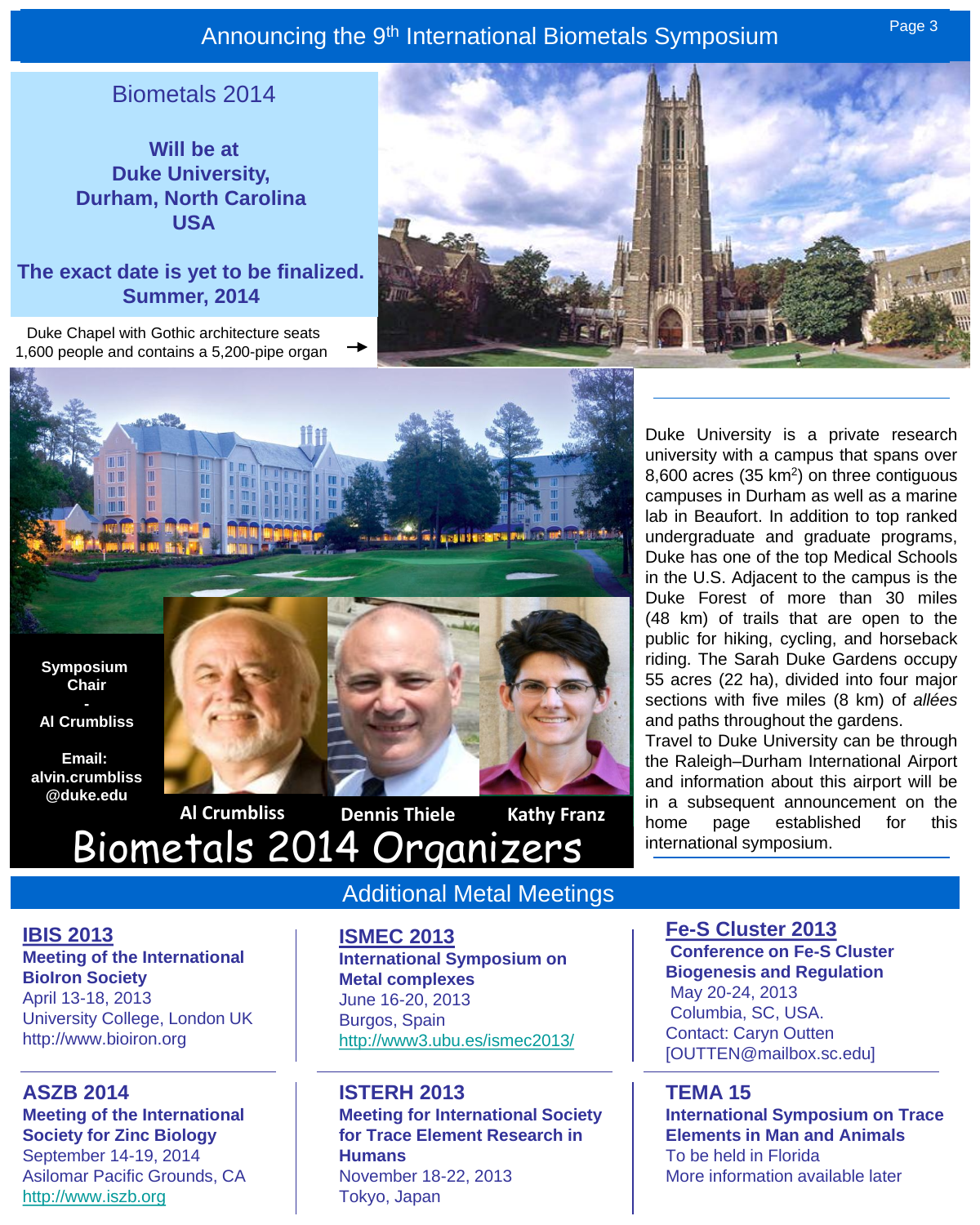# Announcing the 9th International Biometals Symposium

## Biometals 2014

**Will be at**
**Duke University,**
**Durham, North Carolina**
**USA**

**The exact date is yet to be finalized.**
**Summer, 2014**

Duke Chapel with Gothic architecture seats 1,600 people and contains a 5,200-pipe organ →

**Symposium Chair**
**-**
**Al Crumbliss**

**Email:**
**alvin.crumbliss@duke.edu**

**Al Crumbliss** **Dennis Thiele** **Kathy Franz**

**Biometals 2014 Organizers**

Duke University is a private research university with a campus that spans over 8,600 acres (35 $km^2$) on three contiguous campuses in Durham as well as a marine lab in Beaufort. In addition to top ranked undergraduate and graduate programs, Duke has one of the top Medical Schools in the U.S. Adjacent to the campus is the Duke Forest of more than 30 miles (48 km) of trails that are open to the public for hiking, cycling, and horseback riding. The Sarah Duke Gardens occupy 55 acres (22 ha), divided into four major sections with five miles (8 km) of *allées* and paths throughout the gardens.
Travel to Duke University can be through the Raleigh–Durham International Airport and information about this airport will be in a subsequent announcement on the home page established for this international symposium.

## Additional Metal Meetings

### IBIS 2013
**Meeting of the International BioIron Society**
April 13-18, 2013
University College, London UK
http://www.bioiron.org

### ISMEC 2013
**International Symposium on Metal complexes**
June 16-20, 2013
Burgos, Spain
http://www3.ubu.es/ismec2013/

### Fe-S Cluster 2013
**Conference on Fe-S Cluster Biogenesis and Regulation**
May 20-24, 2013
Columbia, SC, USA.
Contact: Caryn Outten
[OUTTEN@mailbox.sc.edu]

### ASZB 2014
**Meeting of the International Society for Zinc Biology**
September 14-19, 2014
Asilomar Pacific Grounds, CA
http://www.iszb.org

### ISTERH 2013
**Meeting for International Society for Trace Element Research in Humans**
November 18-22, 2013
Tokyo, Japan

### TEMA 15
**International Symposium on Trace Elements in Man and Animals**
To be held in Florida
More information available later